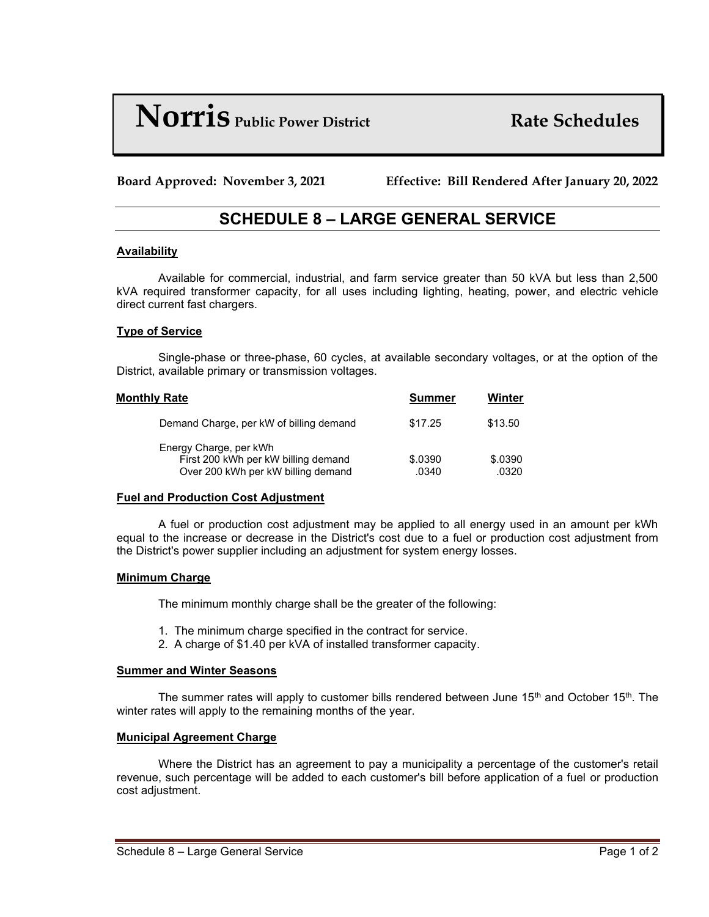# Norris Public Power District — Rate Schedules

**Board Approved: November 3, 2021** **Effective: Bill Rendered After January 20, 2022**

## SCHEDULE 8 – LARGE GENERAL SERVICE

### Availability

Available for commercial, industrial, and farm service greater than 50 kVA but less than 2,500 kVA required transformer capacity, for all uses including lighting, heating, power, and electric vehicle direct current fast chargers.

### Type of Service

Single-phase or three-phase, 60 cycles, at available secondary voltages, or at the option of the District, available primary or transmission voltages.

### Monthly Rate

| Monthly Rate | Summer | Winter |
|---|---|---|
| Demand Charge, per kW of billing demand | $17.25 | $13.50 |
| Energy Charge, per kWh | | |
| First 200 kWh per kW billing demand | $.0390 | $.0390 |
| Over 200 kWh per kW billing demand | .0340 | .0320 |

### Fuel and Production Cost Adjustment

A fuel or production cost adjustment may be applied to all energy used in an amount per kWh equal to the increase or decrease in the District's cost due to a fuel or production cost adjustment from the District's power supplier including an adjustment for system energy losses.

### Minimum Charge

The minimum monthly charge shall be the greater of the following:

1. The minimum charge specified in the contract for service.
2. A charge of $1.40 per kVA of installed transformer capacity.

### Summer and Winter Seasons

The summer rates will apply to customer bills rendered between June 15th and October 15th. The winter rates will apply to the remaining months of the year.

### Municipal Agreement Charge

Where the District has an agreement to pay a municipality a percentage of the customer's retail revenue, such percentage will be added to each customer's bill before application of a fuel or production cost adjustment.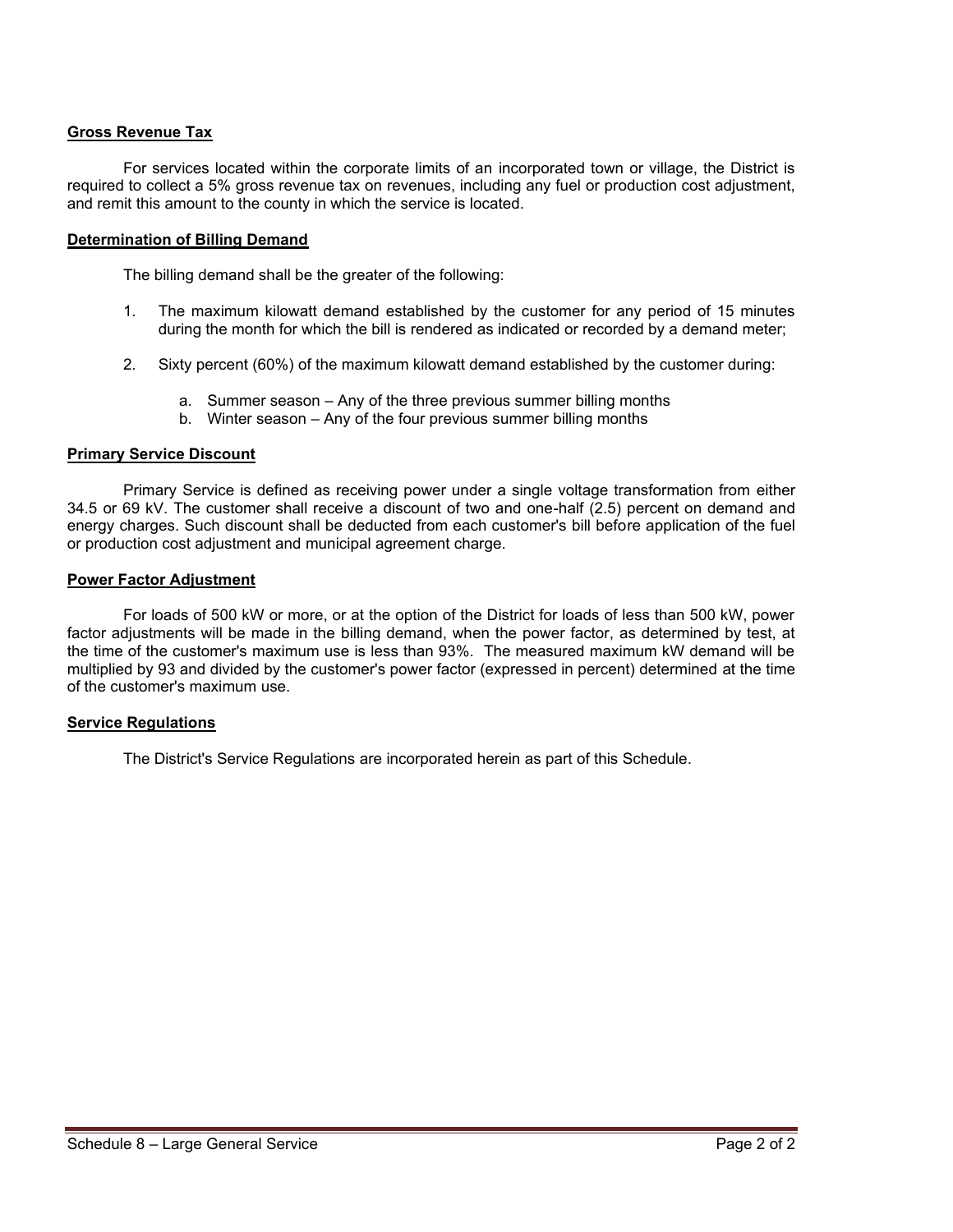## Gross Revenue Tax

For services located within the corporate limits of an incorporated town or village, the District is required to collect a 5% gross revenue tax on revenues, including any fuel or production cost adjustment, and remit this amount to the county in which the service is located.

## Determination of Billing Demand

The billing demand shall be the greater of the following:

1. The maximum kilowatt demand established by the customer for any period of 15 minutes during the month for which the bill is rendered as indicated or recorded by a demand meter;
2. Sixty percent (60%) of the maximum kilowatt demand established by the customer during:
   a. Summer season – Any of the three previous summer billing months
   b. Winter season – Any of the four previous summer billing months

## Primary Service Discount

Primary Service is defined as receiving power under a single voltage transformation from either 34.5 or 69 kV. The customer shall receive a discount of two and one-half (2.5) percent on demand and energy charges. Such discount shall be deducted from each customer's bill before application of the fuel or production cost adjustment and municipal agreement charge.

## Power Factor Adjustment

For loads of 500 kW or more, or at the option of the District for loads of less than 500 kW, power factor adjustments will be made in the billing demand, when the power factor, as determined by test, at the time of the customer's maximum use is less than 93%. The measured maximum kW demand will be multiplied by 93 and divided by the customer's power factor (expressed in percent) determined at the time of the customer's maximum use.

## Service Regulations

The District's Service Regulations are incorporated herein as part of this Schedule.